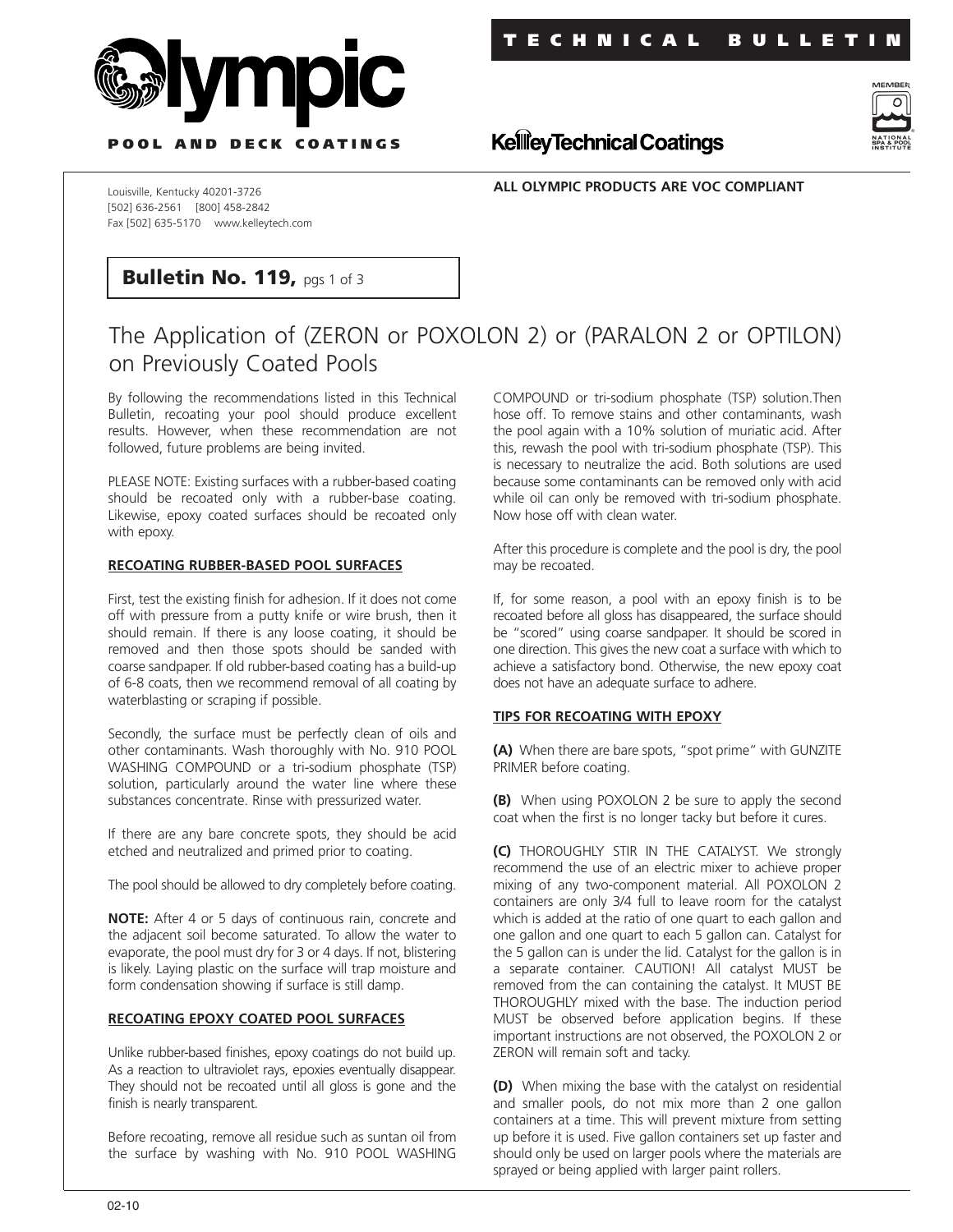# Olympic

**POOL AND DECK COATINGS**

**TECHNICAL BULLETIN**

**KelleyTechnicalCoatings**

Louisville, Kentucky 40201-3726
[502] 636-2561 [800] 458-2842
Fax [502] 635-5170 www.kelleytech.com

**ALL OLYMPIC PRODUCTS ARE VOC COMPLIANT**

**Bulletin No. 119,** pgs 1 of 3

## The Application of (ZERON or POXOLON 2) or (PARALON 2 or OPTILON) on Previously Coated Pools

By following the recommendations listed in this Technical Bulletin, recoating your pool should produce excellent results. However, when these recommendation are not followed, future problems are being invited.

PLEASE NOTE: Existing surfaces with a rubber-based coating should be recoated only with a rubber-base coating. Likewise, epoxy coated surfaces should be recoated only with epoxy.

### RECOATING RUBBER-BASED POOL SURFACES

First, test the existing finish for adhesion. If it does not come off with pressure from a putty knife or wire brush, then it should remain. If there is any loose coating, it should be removed and then those spots should be sanded with coarse sandpaper. If old rubber-based coating has a build-up of 6-8 coats, then we recommend removal of all coating by waterblasting or scraping if possible.

Secondly, the surface must be perfectly clean of oils and other contaminants. Wash thoroughly with No. 910 POOL WASHING COMPOUND or a tri-sodium phosphate (TSP) solution, particularly around the water line where these substances concentrate. Rinse with pressurized water.

If there are any bare concrete spots, they should be acid etched and neutralized and primed prior to coating.

The pool should be allowed to dry completely before coating.

**NOTE:** After 4 or 5 days of continuous rain, concrete and the adjacent soil become saturated. To allow the water to evaporate, the pool must dry for 3 or 4 days. If not, blistering is likely. Laying plastic on the surface will trap moisture and form condensation showing if surface is still damp.

### RECOATING EPOXY COATED POOL SURFACES

Unlike rubber-based finishes, epoxy coatings do not build up. As a reaction to ultraviolet rays, epoxies eventually disappear. They should not be recoated until all gloss is gone and the finish is nearly transparent.

Before recoating, remove all residue such as suntan oil from the surface by washing with No. 910 POOL WASHING COMPOUND or tri-sodium phosphate (TSP) solution.Then hose off. To remove stains and other contaminants, wash the pool again with a 10% solution of muriatic acid. After this, rewash the pool with tri-sodium phosphate (TSP). This is necessary to neutralize the acid. Both solutions are used because some contaminants can be removed only with acid while oil can only be removed with tri-sodium phosphate. Now hose off with clean water.

After this procedure is complete and the pool is dry, the pool may be recoated.

If, for some reason, a pool with an epoxy finish is to be recoated before all gloss has disappeared, the surface should be "scored" using coarse sandpaper. It should be scored in one direction. This gives the new coat a surface with which to achieve a satisfactory bond. Otherwise, the new epoxy coat does not have an adequate surface to adhere.

### TIPS FOR RECOATING WITH EPOXY

**(A)** When there are bare spots, "spot prime" with GUNZITE PRIMER before coating.

**(B)** When using POXOLON 2 be sure to apply the second coat when the first is no longer tacky but before it cures.

**(C)** THOROUGHLY STIR IN THE CATALYST. We strongly recommend the use of an electric mixer to achieve proper mixing of any two-component material. All POXOLON 2 containers are only 3/4 full to leave room for the catalyst which is added at the ratio of one quart to each gallon and one gallon and one quart to each 5 gallon can. Catalyst for the 5 gallon can is under the lid. Catalyst for the gallon is in a separate container. CAUTION! All catalyst MUST be removed from the can containing the catalyst. It MUST BE THOROUGHLY mixed with the base. The induction period MUST be observed before application begins. If these important instructions are not observed, the POXOLON 2 or ZERON will remain soft and tacky.

**(D)** When mixing the base with the catalyst on residential and smaller pools, do not mix more than 2 one gallon containers at a time. This will prevent mixture from setting up before it is used. Five gallon containers set up faster and should only be used on larger pools where the materials are sprayed or being applied with larger paint rollers.

02-10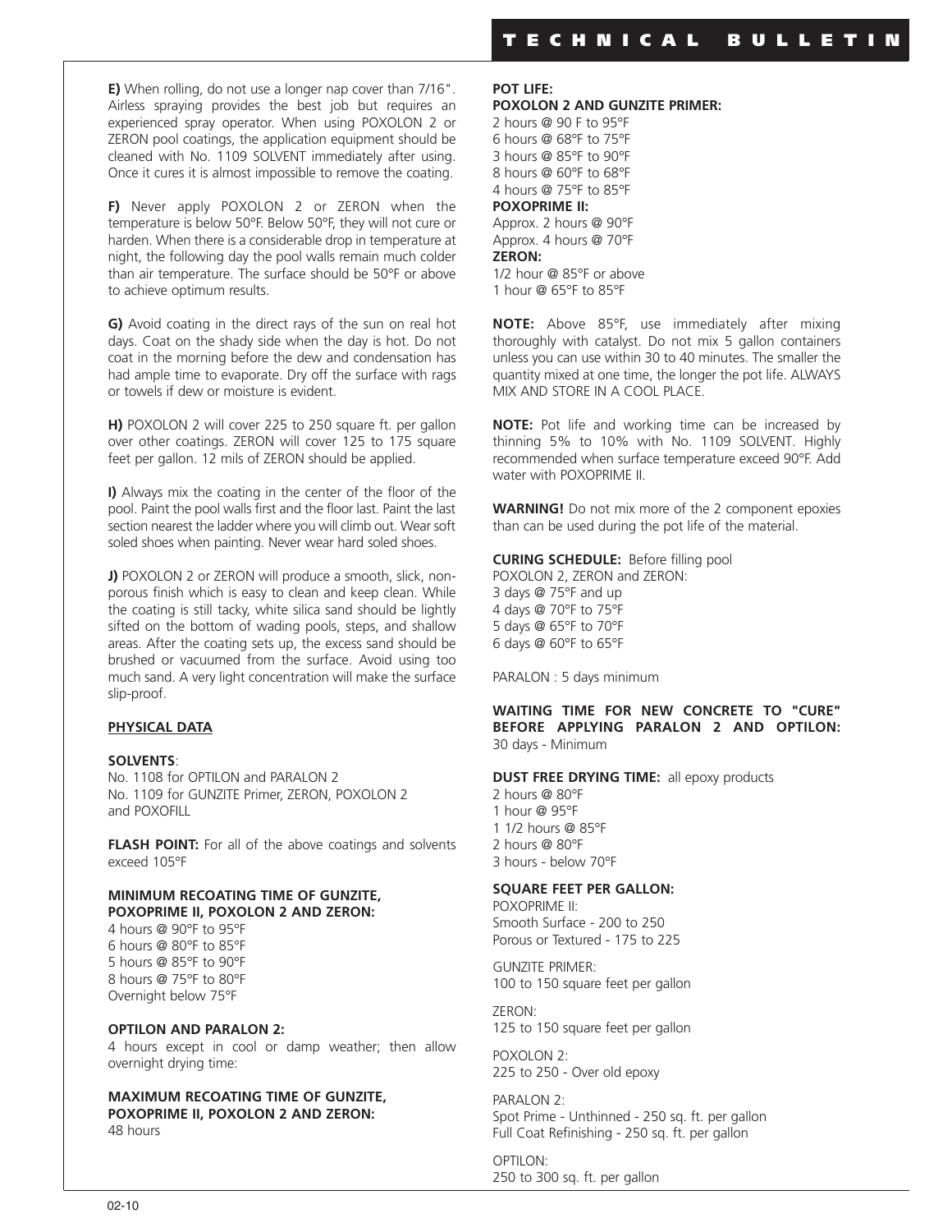**E)** When rolling, do not use a longer nap cover than 7/16". Airless spraying provides the best job but requires an experienced spray operator. When using POXOLON 2 or ZERON pool coatings, the application equipment should be cleaned with No. 1109 SOLVENT immediately after using. Once it cures it is almost impossible to remove the coating.

**F)** Never apply POXOLON 2 or ZERON when the temperature is below 50°F. Below 50°F, they will not cure or harden. When there is a considerable drop in temperature at night, the following day the pool walls remain much colder than air temperature. The surface should be 50°F or above to achieve optimum results.

**G)** Avoid coating in the direct rays of the sun on real hot days. Coat on the shady side when the day is hot. Do not coat in the morning before the dew and condensation has had ample time to evaporate. Dry off the surface with rags or towels if dew or moisture is evident.

**H)** POXOLON 2 will cover 225 to 250 square ft. per gallon over other coatings. ZERON will cover 125 to 175 square feet per gallon. 12 mils of ZERON should be applied.

**I)** Always mix the coating in the center of the floor of the pool. Paint the pool walls first and the floor last. Paint the last section nearest the ladder where you will climb out. Wear soft soled shoes when painting. Never wear hard soled shoes.

**J)** POXOLON 2 or ZERON will produce a smooth, slick, non-porous finish which is easy to clean and keep clean. While the coating is still tacky, white silica sand should be lightly sifted on the bottom of wading pools, steps, and shallow areas. After the coating sets up, the excess sand should be brushed or vacuumed from the surface. Avoid using too much sand. A very light concentration will make the surface slip-proof.

## PHYSICAL DATA

**SOLVENTS**:
No. 1108 for OPTILON and PARALON 2
No. 1109 for GUNZITE Primer, ZERON, POXOLON 2 and POXOFILL

**FLASH POINT:** For all of the above coatings and solvents exceed 105°F

**MINIMUM RECOATING TIME OF GUNZITE, POXOPRIME II, POXOLON 2 AND ZERON:**
4 hours @ 90°F to 95°F
6 hours @ 80°F to 85°F
5 hours @ 85°F to 90°F
8 hours @ 75°F to 80°F
Overnight below 75°F

**OPTILON AND PARALON 2:**
4 hours except in cool or damp weather; then allow overnight drying time:

**MAXIMUM RECOATING TIME OF GUNZITE, POXOPRIME II, POXOLON 2 AND ZERON:**
48 hours

**POT LIFE:**
**POXOLON 2 AND GUNZITE PRIMER:**
2 hours @ 90 F to 95°F
6 hours @ 68°F to 75°F
3 hours @ 85°F to 90°F
8 hours @ 60°F to 68°F
4 hours @ 75°F to 85°F
**POXOPRIME II:**
Approx. 2 hours @ 90°F
Approx. 4 hours @ 70°F
**ZERON:**
1/2 hour @ 85°F or above
1 hour @ 65°F to 85°F

**NOTE:** Above 85°F, use immediately after mixing thoroughly with catalyst. Do not mix 5 gallon containers unless you can use within 30 to 40 minutes. The smaller the quantity mixed at one time, the longer the pot life. ALWAYS MIX AND STORE IN A COOL PLACE.

**NOTE:** Pot life and working time can be increased by thinning 5% to 10% with No. 1109 SOLVENT. Highly recommended when surface temperature exceed 90°F. Add water with POXOPRIME II.

**WARNING!** Do not mix more of the 2 component epoxies than can be used during the pot life of the material.

**CURING SCHEDULE:** Before filling pool
POXOLON 2, ZERON and ZERON:
3 days @ 75°F and up
4 days @ 70°F to 75°F
5 days @ 65°F to 70°F
6 days @ 60°F to 65°F

PARALON : 5 days minimum

**WAITING TIME FOR NEW CONCRETE TO "CURE" BEFORE APPLYING PARALON 2 AND OPTILON:**
30 days - Minimum

**DUST FREE DRYING TIME:** all epoxy products
2 hours @ 80°F
1 hour @ 95°F
1 1/2 hours @ 85°F
2 hours @ 80°F
3 hours - below 70°F

**SQUARE FEET PER GALLON:**
POXOPRIME II:
Smooth Surface - 200 to 250
Porous or Textured - 175 to 225

GUNZITE PRIMER:
100 to 150 square feet per gallon

ZERON:
125 to 150 square feet per gallon

POXOLON 2:
225 to 250 - Over old epoxy

PARALON 2:
Spot Prime - Unthinned - 250 sq. ft. per gallon
Full Coat Refinishing - 250 sq. ft. per gallon

OPTILON:
250 to 300 sq. ft. per gallon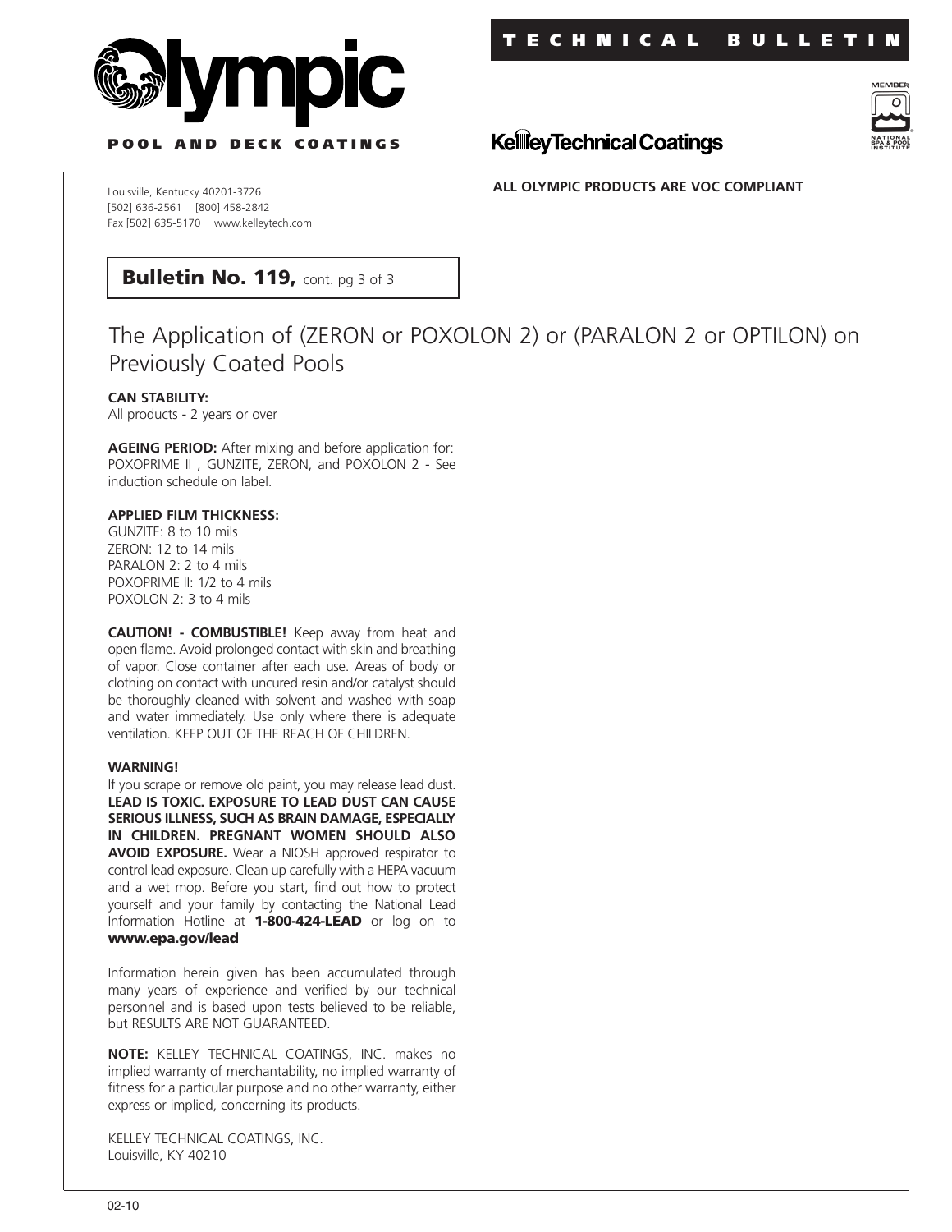# Olympic

**POOL AND DECK COATINGS**

**TECHNICAL BULLETIN**

Kelley Technical Coatings

Louisville, Kentucky 40201-3726
[502] 636-2561 [800] 458-2842
Fax [502] 635-5170 www.kelleytech.com

**ALL OLYMPIC PRODUCTS ARE VOC COMPLIANT**

**Bulletin No. 119,** cont. pg 3 of 3

## The Application of (ZERON or POXOLON 2) or (PARALON 2 or OPTILON) on Previously Coated Pools

**CAN STABILITY:**
All products - 2 years or over

**AGEING PERIOD:** After mixing and before application for: POXOPRIME II , GUNZITE, ZERON, and POXOLON 2 - See induction schedule on label.

**APPLIED FILM THICKNESS:**
GUNZITE: 8 to 10 mils
ZERON: 12 to 14 mils
PARALON 2: 2 to 4 mils
POXOPRIME II: 1/2 to 4 mils
POXOLON 2: 3 to 4 mils

**CAUTION! - COMBUSTIBLE!** Keep away from heat and open flame. Avoid prolonged contact with skin and breathing of vapor. Close container after each use. Areas of body or clothing on contact with uncured resin and/or catalyst should be thoroughly cleaned with solvent and washed with soap and water immediately. Use only where there is adequate ventilation. KEEP OUT OF THE REACH OF CHILDREN.

**WARNING!**
If you scrape or remove old paint, you may release lead dust. **LEAD IS TOXIC. EXPOSURE TO LEAD DUST CAN CAUSE SERIOUS ILLNESS, SUCH AS BRAIN DAMAGE, ESPECIALLY IN CHILDREN. PREGNANT WOMEN SHOULD ALSO AVOID EXPOSURE.** Wear a NIOSH approved respirator to control lead exposure. Clean up carefully with a HEPA vacuum and a wet mop. Before you start, find out how to protect yourself and your family by contacting the National Lead Information Hotline at **1-800-424-LEAD** or log on to **www.epa.gov/lead**

Information herein given has been accumulated through many years of experience and verified by our technical personnel and is based upon tests believed to be reliable, but RESULTS ARE NOT GUARANTEED.

**NOTE:** KELLEY TECHNICAL COATINGS, INC. makes no implied warranty of merchantability, no implied warranty of fitness for a particular purpose and no other warranty, either express or implied, concerning its products.

KELLEY TECHNICAL COATINGS, INC.
Louisville, KY 40210

02-10